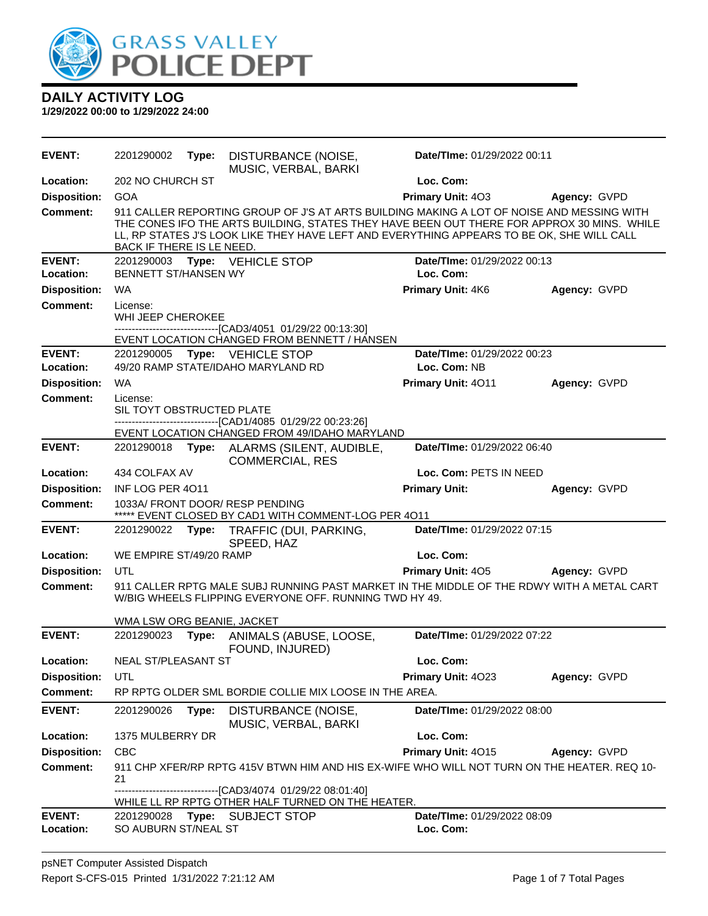# GRASS VALLEY POLICE DEPT

## DAILY ACTIVITY LOG

**1/29/2022 00:00 to 1/29/2022 24:00**

---

**EVENT:** 2201290002 **Type:** DISTURBANCE (NOISE, MUSIC, VERBAL, BARKI **Date/TIme:** 01/29/2022 00:11
**Location:** 202 NO CHURCH ST **Loc. Com:**
**Disposition:** GOA **Primary Unit:** 4O3 **Agency:** GVPD
**Comment:** 911 CALLER REPORTING GROUP OF J'S AT ARTS BUILDING MAKING A LOT OF NOISE AND MESSING WITH THE CONES IFO THE ARTS BUILDING, STATES THEY HAVE BEEN OUT THERE FOR APPROX 30 MINS. WHILE LL, RP STATES J'S LOOK LIKE THEY HAVE LEFT AND EVERYTHING APPEARS TO BE OK, SHE WILL CALL BACK IF THERE IS LE NEED.

---

**EVENT:** 2201290003 **Type:** VEHICLE STOP **Date/TIme:** 01/29/2022 00:13
**Location:** BENNETT ST/HANSEN WY **Loc. Com:**
**Disposition:** WA **Primary Unit:** 4K6 **Agency:** GVPD
**Comment:** License:
WHI JEEP CHEROKEE
-------------------------------[CAD3/4051 01/29/22 00:13:30]
EVENT LOCATION CHANGED FROM BENNETT / HANSEN

---

**EVENT:** 2201290005 **Type:** VEHICLE STOP **Date/TIme:** 01/29/2022 00:23
**Location:** 49/20 RAMP STATE/IDAHO MARYLAND RD **Loc. Com:** NB
**Disposition:** WA **Primary Unit:** 4O11 **Agency:** GVPD
**Comment:** License:
SIL TOYT OBSTRUCTED PLATE
-------------------------------[CAD1/4085 01/29/22 00:23:26]
EVENT LOCATION CHANGED FROM 49/IDAHO MARYLAND

---

**EVENT:** 2201290018 **Type:** ALARMS (SILENT, AUDIBLE, COMMERCIAL, RES **Date/TIme:** 01/29/2022 06:40
**Location:** 434 COLFAX AV **Loc. Com:** PETS IN NEED
**Disposition:** INF LOG PER 4O11 **Primary Unit:** **Agency:** GVPD
**Comment:** 1033A/ FRONT DOOR/ RESP PENDING
***** EVENT CLOSED BY CAD1 WITH COMMENT-LOG PER 4O11

---

**EVENT:** 2201290022 **Type:** TRAFFIC (DUI, PARKING, SPEED, HAZ **Date/TIme:** 01/29/2022 07:15
**Location:** WE EMPIRE ST/49/20 RAMP **Loc. Com:**
**Disposition:** UTL **Primary Unit:** 4O5 **Agency:** GVPD
**Comment:** 911 CALLER RPTG MALE SUBJ RUNNING PAST MARKET IN THE MIDDLE OF THE RDWY WITH A METAL CART W/BIG WHEELS FLIPPING EVERYONE OFF. RUNNING TWD HY 49.

WMA LSW ORG BEANIE, JACKET

---

**EVENT:** 2201290023 **Type:** ANIMALS (ABUSE, LOOSE, FOUND, INJURED) **Date/TIme:** 01/29/2022 07:22
**Location:** NEAL ST/PLEASANT ST **Loc. Com:**
**Disposition:** UTL **Primary Unit:** 4O23 **Agency:** GVPD
**Comment:** RP RPTG OLDER SML BORDIE COLLIE MIX LOOSE IN THE AREA.

---

**EVENT:** 2201290026 **Type:** DISTURBANCE (NOISE, MUSIC, VERBAL, BARKI **Date/TIme:** 01/29/2022 08:00
**Location:** 1375 MULBERRY DR **Loc. Com:**
**Disposition:** CBC **Primary Unit:** 4O15 **Agency:** GVPD
**Comment:** 911 CHP XFER/RP RPTG 415V BTWN HIM AND HIS EX-WIFE WHO WILL NOT TURN ON THE HEATER. REQ 10-21
-------------------------------[CAD3/4074 01/29/22 08:01:40]
WHILE LL RP RPTG OTHER HALF TURNED ON THE HEATER.

---

**EVENT:** 2201290028 **Type:** SUBJECT STOP **Date/TIme:** 01/29/2022 08:09
**Location:** SO AUBURN ST/NEAL ST **Loc. Com:**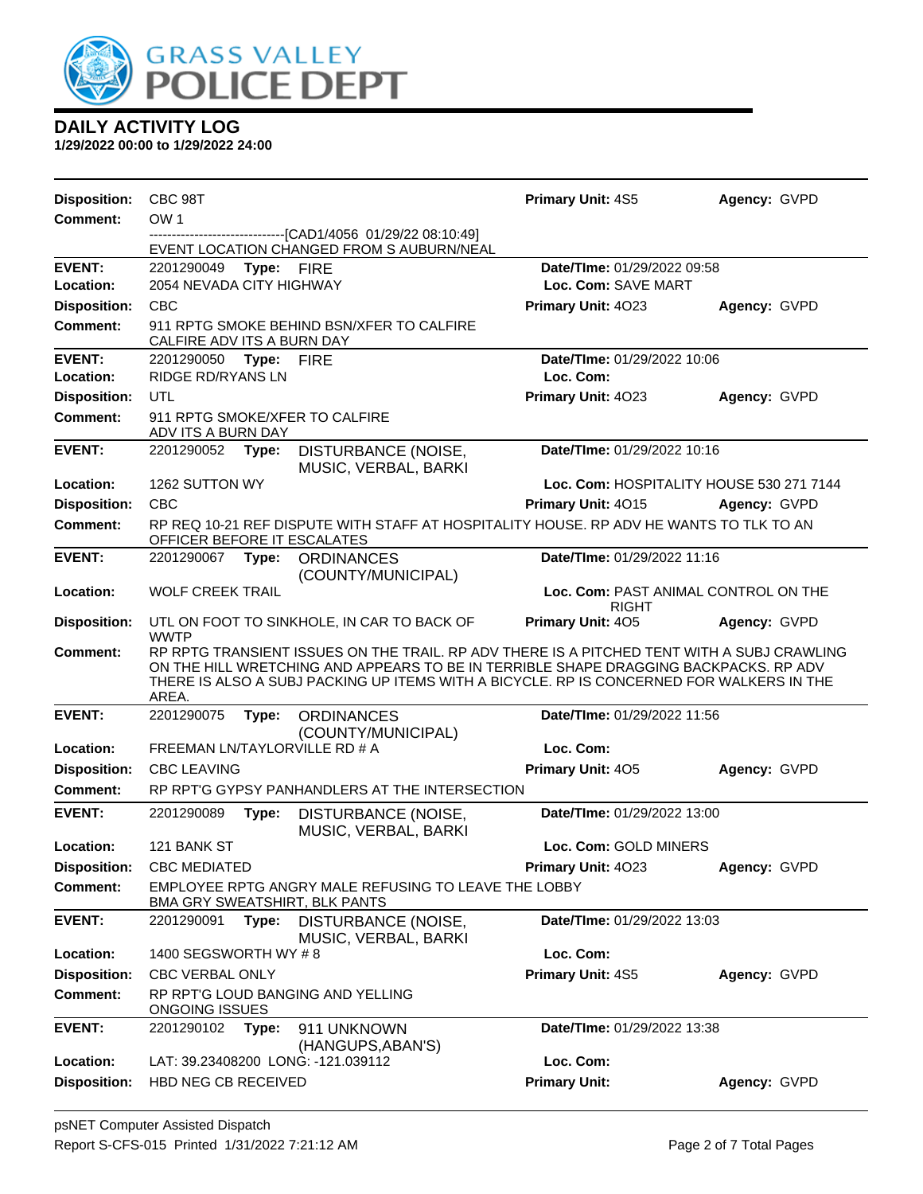# DAILY ACTIVITY LOG

**1/29/2022 00:00 to 1/29/2022 24:00**

**Disposition:** CBC 98T | **Primary Unit:** 4S5 | **Agency:** GVPD

**Comment:** OW 1
------------------------------[CAD1/4056 01/29/22 08:10:49]
EVENT LOCATION CHANGED FROM S AUBURN/NEAL

---

**EVENT:** 2201290049 **Type:** FIRE | **Date/TIme:** 01/29/2022 09:58

**Location:** 2054 NEVADA CITY HIGHWAY | **Loc. Com:** SAVE MART

**Disposition:** CBC | **Primary Unit:** 4O23 | **Agency:** GVPD

**Comment:** 911 RPTG SMOKE BEHIND BSN/XFER TO CALFIRE
CALFIRE ADV ITS A BURN DAY

---

**EVENT:** 2201290050 **Type:** FIRE | **Date/TIme:** 01/29/2022 10:06

**Location:** RIDGE RD/RYANS LN | **Loc. Com:**

**Disposition:** UTL | **Primary Unit:** 4O23 | **Agency:** GVPD

**Comment:** 911 RPTG SMOKE/XFER TO CALFIRE
ADV ITS A BURN DAY

---

**EVENT:** 2201290052 **Type:** DISTURBANCE (NOISE, MUSIC, VERBAL, BARKI | **Date/TIme:** 01/29/2022 10:16

**Location:** 1262 SUTTON WY | **Loc. Com:** HOSPITALITY HOUSE 530 271 7144

**Disposition:** CBC | **Primary Unit:** 4O15 | **Agency:** GVPD

**Comment:** RP REQ 10-21 REF DISPUTE WITH STAFF AT HOSPITALITY HOUSE. RP ADV HE WANTS TO TLK TO AN OFFICER BEFORE IT ESCALATES

---

**EVENT:** 2201290067 **Type:** ORDINANCES (COUNTY/MUNICIPAL) | **Date/TIme:** 01/29/2022 11:16

**Location:** WOLF CREEK TRAIL | **Loc. Com:** PAST ANIMAL CONTROL ON THE RIGHT

**Disposition:** UTL ON FOOT TO SINKHOLE, IN CAR TO BACK OF WWTP | **Primary Unit:** 4O5 | **Agency:** GVPD

**Comment:** RP RPTG TRANSIENT ISSUES ON THE TRAIL. RP ADV THERE IS A PITCHED TENT WITH A SUBJ CRAWLING ON THE HILL WRETCHING AND APPEARS TO BE IN TERRIBLE SHAPE DRAGGING BACKPACKS. RP ADV THERE IS ALSO A SUBJ PACKING UP ITEMS WITH A BICYCLE. RP IS CONCERNED FOR WALKERS IN THE AREA.

---

**EVENT:** 2201290075 **Type:** ORDINANCES (COUNTY/MUNICIPAL) | **Date/TIme:** 01/29/2022 11:56

**Location:** FREEMAN LN/TAYLORVILLE RD # A | **Loc. Com:**

**Disposition:** CBC LEAVING | **Primary Unit:** 4O5 | **Agency:** GVPD

**Comment:** RP RPT'G GYPSY PANHANDLERS AT THE INTERSECTION

---

**EVENT:** 2201290089 **Type:** DISTURBANCE (NOISE, MUSIC, VERBAL, BARKI | **Date/TIme:** 01/29/2022 13:00

**Location:** 121 BANK ST | **Loc. Com:** GOLD MINERS

**Disposition:** CBC MEDIATED | **Primary Unit:** 4O23 | **Agency:** GVPD

**Comment:** EMPLOYEE RPTG ANGRY MALE REFUSING TO LEAVE THE LOBBY
BMA GRY SWEATSHIRT, BLK PANTS

---

**EVENT:** 2201290091 **Type:** DISTURBANCE (NOISE, MUSIC, VERBAL, BARKI | **Date/TIme:** 01/29/2022 13:03

**Location:** 1400 SEGSWORTH WY # 8 | **Loc. Com:**

**Disposition:** CBC VERBAL ONLY | **Primary Unit:** 4S5 | **Agency:** GVPD

**Comment:** RP RPT'G LOUD BANGING AND YELLING
ONGOING ISSUES

---

**EVENT:** 2201290102 **Type:** 911 UNKNOWN (HANGUPS,ABAN'S) | **Date/TIme:** 01/29/2022 13:38

**Location:** LAT: 39.23408200 LONG: -121.039112 | **Loc. Com:**

**Disposition:** HBD NEG CB RECEIVED | **Primary Unit:** | **Agency:** GVPD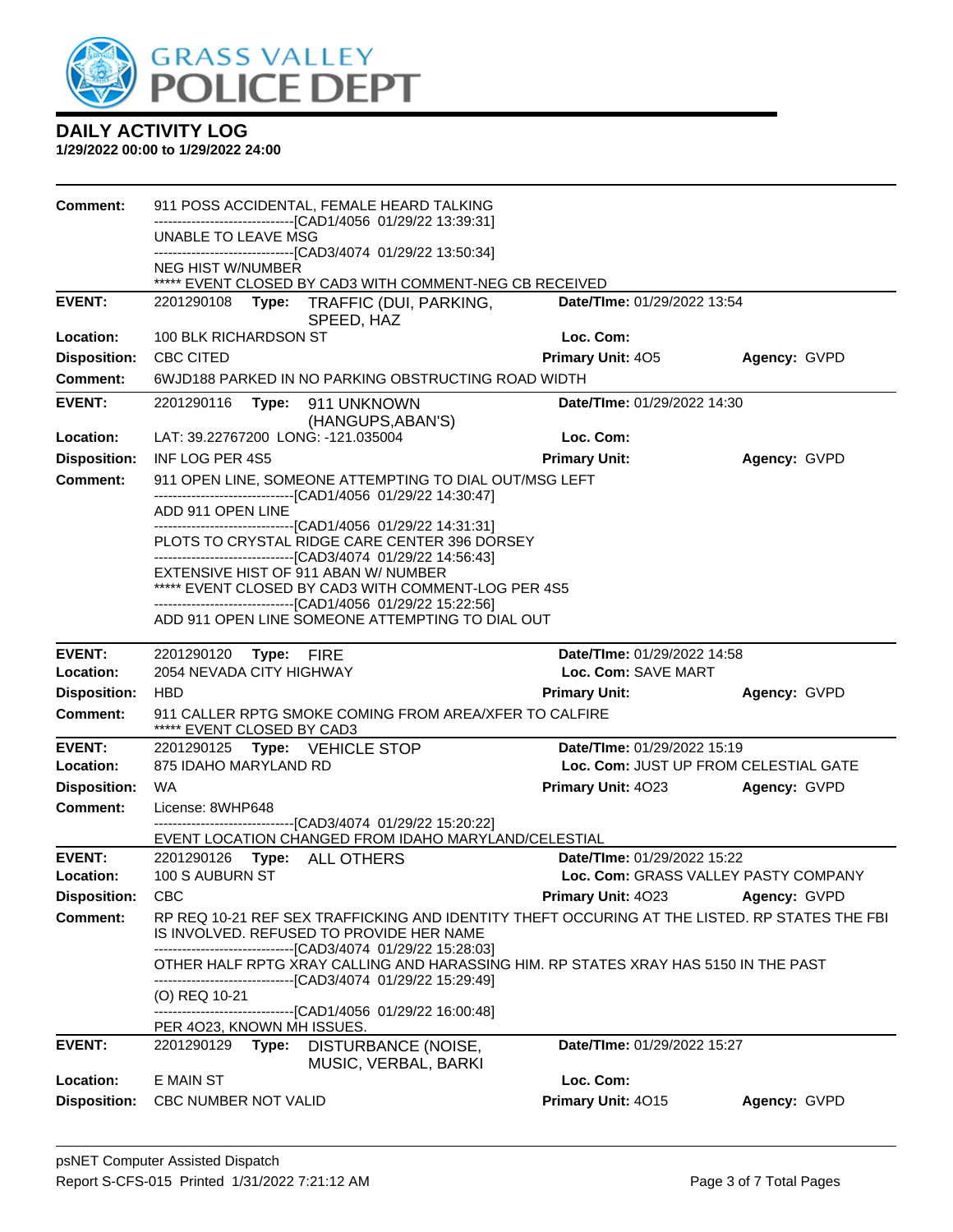# GRASS VALLEY POLICE DEPT

## DAILY ACTIVITY LOG

**1/29/2022 00:00 to 1/29/2022 24:00**

**Comment:** 911 POSS ACCIDENTAL, FEMALE HEARD TALKING
------------------------------[CAD1/4056 01/29/22 13:39:31]
UNABLE TO LEAVE MSG
------------------------------[CAD3/4074 01/29/22 13:50:34]
NEG HIST W/NUMBER
***** EVENT CLOSED BY CAD3 WITH COMMENT-NEG CB RECEIVED

---

**EVENT:** 2201290108 **Type:** TRAFFIC (DUI, PARKING, SPEED, HAZ **Date/TIme:** 01/29/2022 13:54
**Location:** 100 BLK RICHARDSON ST **Loc. Com:**
**Disposition:** CBC CITED **Primary Unit:** 4O5 **Agency:** GVPD
**Comment:** 6WJD188 PARKED IN NO PARKING OBSTRUCTING ROAD WIDTH

---

**EVENT:** 2201290116 **Type:** 911 UNKNOWN (HANGUPS,ABAN'S) **Date/TIme:** 01/29/2022 14:30
**Location:** LAT: 39.22767200 LONG: -121.035004 **Loc. Com:**
**Disposition:** INF LOG PER 4S5 **Primary Unit:** **Agency:** GVPD
**Comment:** 911 OPEN LINE, SOMEONE ATTEMPTING TO DIAL OUT/MSG LEFT
------------------------------[CAD1/4056 01/29/22 14:30:47]
ADD 911 OPEN LINE
------------------------------[CAD1/4056 01/29/22 14:31:31]
PLOTS TO CRYSTAL RIDGE CARE CENTER 396 DORSEY
------------------------------[CAD3/4074 01/29/22 14:56:43]
EXTENSIVE HIST OF 911 ABAN W/ NUMBER
***** EVENT CLOSED BY CAD3 WITH COMMENT-LOG PER 4S5
------------------------------[CAD1/4056 01/29/22 15:22:56]
ADD 911 OPEN LINE SOMEONE ATTEMPTING TO DIAL OUT

---

**EVENT:** 2201290120 **Type:** FIRE **Date/TIme:** 01/29/2022 14:58
**Location:** 2054 NEVADA CITY HIGHWAY **Loc. Com:** SAVE MART
**Disposition:** HBD **Primary Unit:** **Agency:** GVPD
**Comment:** 911 CALLER RPTG SMOKE COMING FROM AREA/XFER TO CALFIRE
***** EVENT CLOSED BY CAD3

---

**EVENT:** 2201290125 **Type:** VEHICLE STOP **Date/TIme:** 01/29/2022 15:19
**Location:** 875 IDAHO MARYLAND RD **Loc. Com:** JUST UP FROM CELESTIAL GATE
**Disposition:** WA **Primary Unit:** 4O23 **Agency:** GVPD
**Comment:** License: 8WHP648
------------------------------[CAD3/4074 01/29/22 15:20:22]
EVENT LOCATION CHANGED FROM IDAHO MARYLAND/CELESTIAL

---

**EVENT:** 2201290126 **Type:** ALL OTHERS **Date/TIme:** 01/29/2022 15:22
**Location:** 100 S AUBURN ST **Loc. Com:** GRASS VALLEY PASTY COMPANY
**Disposition:** CBC **Primary Unit:** 4O23 **Agency:** GVPD
**Comment:** RP REQ 10-21 REF SEX TRAFFICKING AND IDENTITY THEFT OCCURING AT THE LISTED. RP STATES THE FBI IS INVOLVED. REFUSED TO PROVIDE HER NAME
------------------------------[CAD3/4074 01/29/22 15:28:03]
OTHER HALF RPTG XRAY CALLING AND HARASSING HIM. RP STATES XRAY HAS 5150 IN THE PAST
------------------------------[CAD3/4074 01/29/22 15:29:49]
(O) REQ 10-21
------------------------------[CAD1/4056 01/29/22 16:00:48]
PER 4O23, KNOWN MH ISSUES.

---

**EVENT:** 2201290129 **Type:** DISTURBANCE (NOISE, MUSIC, VERBAL, BARKI **Date/TIme:** 01/29/2022 15:27
**Location:** E MAIN ST **Loc. Com:**
**Disposition:** CBC NUMBER NOT VALID **Primary Unit:** 4O15 **Agency:** GVPD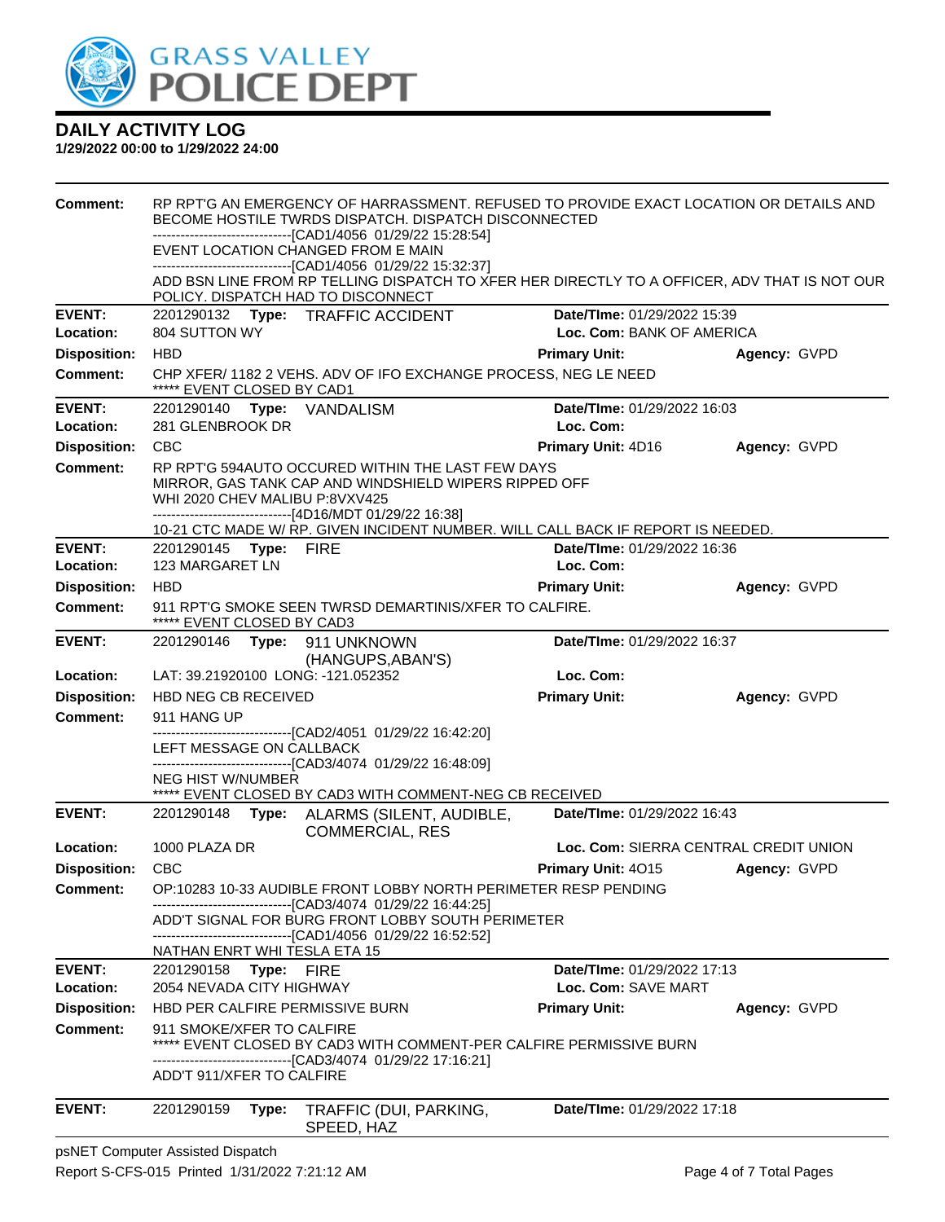# GRASS VALLEY POLICE DEPT

## DAILY ACTIVITY LOG

**1/29/2022 00:00 to 1/29/2022 24:00**

**Comment:** RP RPT'G AN EMERGENCY OF HARRASSMENT. REFUSED TO PROVIDE EXACT LOCATION OR DETAILS AND BECOME HOSTILE TWRDS DISPATCH. DISPATCH DISCONNECTED
------------------------------[CAD1/4056 01/29/22 15:28:54]
EVENT LOCATION CHANGED FROM E MAIN
------------------------------[CAD1/4056 01/29/22 15:32:37]
ADD BSN LINE FROM RP TELLING DISPATCH TO XFER HER DIRECTLY TO A OFFICER, ADV THAT IS NOT OUR POLICY. DISPATCH HAD TO DISCONNECT

---

| | | | |
|---|---|---|---|
| **EVENT:** | 2201290132 **Type:** TRAFFIC ACCIDENT | **Date/TIme:** 01/29/2022 15:39 | |
| **Location:** | 804 SUTTON WY | **Loc. Com:** BANK OF AMERICA | |
| **Disposition:** | HBD | **Primary Unit:** | **Agency:** GVPD |

**Comment:** CHP XFER/ 1182 2 VEHS. ADV OF IFO EXCHANGE PROCESS, NEG LE NEED
***** EVENT CLOSED BY CAD1

---

| | | | |
|---|---|---|---|
| **EVENT:** | 2201290140 **Type:** VANDALISM | **Date/TIme:** 01/29/2022 16:03 | |
| **Location:** | 281 GLENBROOK DR | **Loc. Com:** | |
| **Disposition:** | CBC | **Primary Unit:** 4D16 | **Agency:** GVPD |

**Comment:** RP RPT'G 594AUTO OCCURED WITHIN THE LAST FEW DAYS
MIRROR, GAS TANK CAP AND WINDSHIELD WIPERS RIPPED OFF
WHI 2020 CHEV MALIBU P:8VXV425
------------------------------[4D16/MDT 01/29/22 16:38]
10-21 CTC MADE W/ RP. GIVEN INCIDENT NUMBER. WILL CALL BACK IF REPORT IS NEEDED.

---

| | | | |
|---|---|---|---|
| **EVENT:** | 2201290145 **Type:** FIRE | **Date/TIme:** 01/29/2022 16:36 | |
| **Location:** | 123 MARGARET LN | **Loc. Com:** | |
| **Disposition:** | HBD | **Primary Unit:** | **Agency:** GVPD |

**Comment:** 911 RPT'G SMOKE SEEN TWRSD DEMARTINIS/XFER TO CALFIRE.
***** EVENT CLOSED BY CAD3

---

| | | | |
|---|---|---|---|
| **EVENT:** | 2201290146 **Type:** 911 UNKNOWN (HANGUPS,ABAN'S) | **Date/TIme:** 01/29/2022 16:37 | |
| **Location:** | LAT: 39.21920100 LONG: -121.052352 | **Loc. Com:** | |
| **Disposition:** | HBD NEG CB RECEIVED | **Primary Unit:** | **Agency:** GVPD |

**Comment:** 911 HANG UP
------------------------------[CAD2/4051 01/29/22 16:42:20]
LEFT MESSAGE ON CALLBACK
------------------------------[CAD3/4074 01/29/22 16:48:09]
NEG HIST W/NUMBER
***** EVENT CLOSED BY CAD3 WITH COMMENT-NEG CB RECEIVED

---

| | | | |
|---|---|---|---|
| **EVENT:** | 2201290148 **Type:** ALARMS (SILENT, AUDIBLE, COMMERCIAL, RES | **Date/TIme:** 01/29/2022 16:43 | |
| **Location:** | 1000 PLAZA DR | **Loc. Com:** SIERRA CENTRAL CREDIT UNION | |
| **Disposition:** | CBC | **Primary Unit:** 4O15 | **Agency:** GVPD |

**Comment:** OP:10283 10-33 AUDIBLE FRONT LOBBY NORTH PERIMETER RESP PENDING
------------------------------[CAD3/4074 01/29/22 16:44:25]
ADD'T SIGNAL FOR BURG FRONT LOBBY SOUTH PERIMETER
------------------------------[CAD1/4056 01/29/22 16:52:52]
NATHAN ENRT WHI TESLA ETA 15

---

| | | | |
|---|---|---|---|
| **EVENT:** | 2201290158 **Type:** FIRE | **Date/TIme:** 01/29/2022 17:13 | |
| **Location:** | 2054 NEVADA CITY HIGHWAY | **Loc. Com:** SAVE MART | |
| **Disposition:** | HBD PER CALFIRE PERMISSIVE BURN | **Primary Unit:** | **Agency:** GVPD |

**Comment:** 911 SMOKE/XFER TO CALFIRE
***** EVENT CLOSED BY CAD3 WITH COMMENT-PER CALFIRE PERMISSIVE BURN
------------------------------[CAD3/4074 01/29/22 17:16:21]
ADD'T 911/XFER TO CALFIRE

---

| | | | |
|---|---|---|---|
| **EVENT:** | 2201290159 **Type:** TRAFFIC (DUI, PARKING, SPEED, HAZ | **Date/TIme:** 01/29/2022 17:18 | |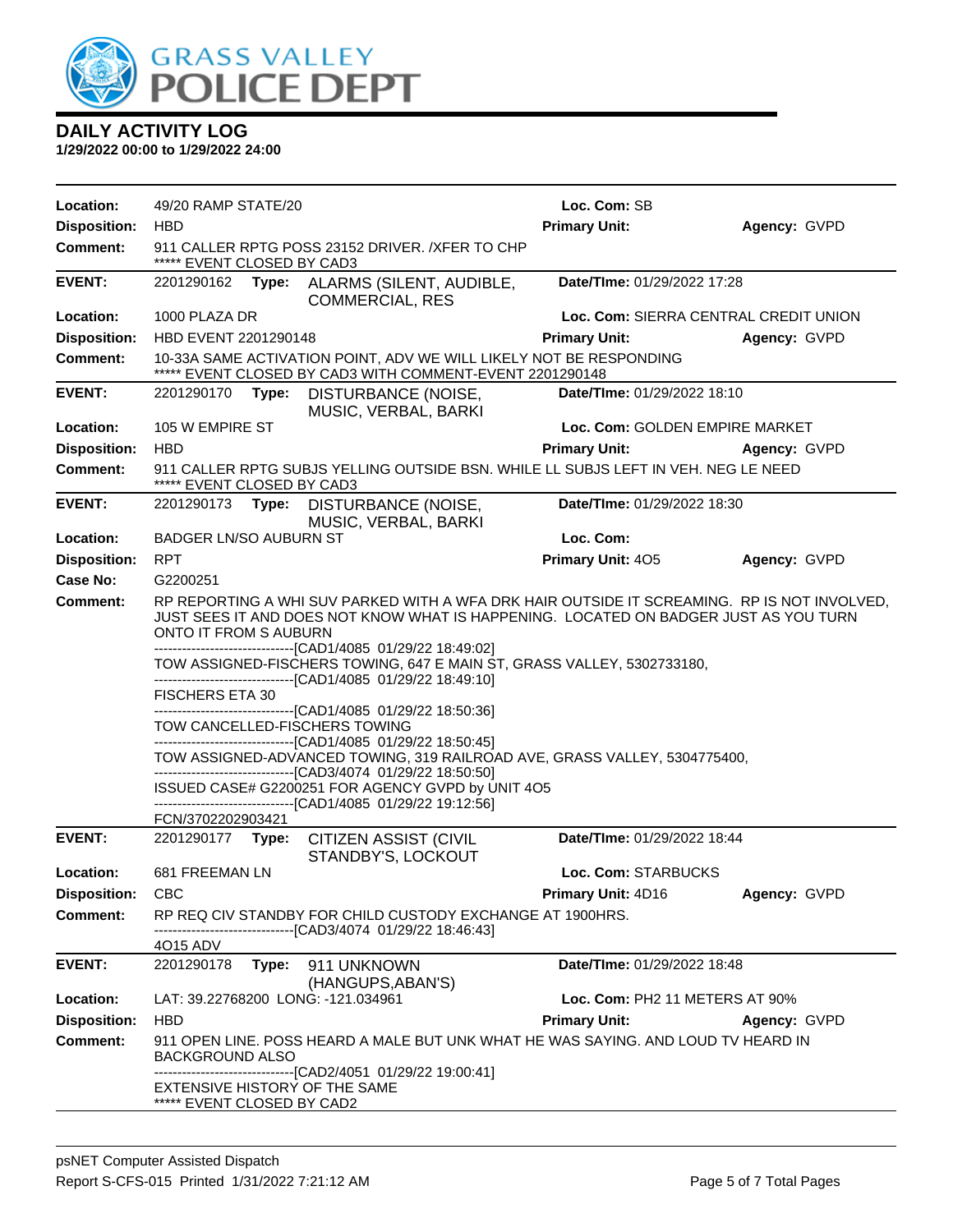# DAILY ACTIVITY LOG

**1/29/2022 00:00 to 1/29/2022 24:00**

**Location:** 49/20 RAMP STATE/20 **Loc. Com:** SB
**Disposition:** HBD **Primary Unit:** **Agency:** GVPD
**Comment:** 911 CALLER RPTG POSS 23152 DRIVER. /XFER TO CHP
***** EVENT CLOSED BY CAD3

---

**EVENT:** 2201290162 **Type:** ALARMS (SILENT, AUDIBLE, COMMERCIAL, RES **Date/TIme:** 01/29/2022 17:28
**Location:** 1000 PLAZA DR **Loc. Com:** SIERRA CENTRAL CREDIT UNION
**Disposition:** HBD EVENT 2201290148 **Primary Unit:** **Agency:** GVPD
**Comment:** 10-33A SAME ACTIVATION POINT, ADV WE WILL LIKELY NOT BE RESPONDING
***** EVENT CLOSED BY CAD3 WITH COMMENT-EVENT 2201290148

---

**EVENT:** 2201290170 **Type:** DISTURBANCE (NOISE, MUSIC, VERBAL, BARKI **Date/TIme:** 01/29/2022 18:10
**Location:** 105 W EMPIRE ST **Loc. Com:** GOLDEN EMPIRE MARKET
**Disposition:** HBD **Primary Unit:** **Agency:** GVPD
**Comment:** 911 CALLER RPTG SUBJS YELLING OUTSIDE BSN. WHILE LL SUBJS LEFT IN VEH. NEG LE NEED
***** EVENT CLOSED BY CAD3

---

**EVENT:** 2201290173 **Type:** DISTURBANCE (NOISE, MUSIC, VERBAL, BARKI **Date/TIme:** 01/29/2022 18:30
**Location:** BADGER LN/SO AUBURN ST **Loc. Com:**
**Disposition:** RPT **Primary Unit:** 4O5 **Agency:** GVPD
**Case No:** G2200251
**Comment:** RP REPORTING A WHI SUV PARKED WITH A WFA DRK HAIR OUTSIDE IT SCREAMING. RP IS NOT INVOLVED, JUST SEES IT AND DOES NOT KNOW WHAT IS HAPPENING. LOCATED ON BADGER JUST AS YOU TURN ONTO IT FROM S AUBURN
------------------------------[CAD1/4085 01/29/22 18:49:02]
TOW ASSIGNED-FISCHERS TOWING, 647 E MAIN ST, GRASS VALLEY, 5302733180,
------------------------------[CAD1/4085 01/29/22 18:49:10]
FISCHERS ETA 30
------------------------------[CAD1/4085 01/29/22 18:50:36]
TOW CANCELLED-FISCHERS TOWING
------------------------------[CAD1/4085 01/29/22 18:50:45]
TOW ASSIGNED-ADVANCED TOWING, 319 RAILROAD AVE, GRASS VALLEY, 5304775400,
------------------------------[CAD3/4074 01/29/22 18:50:50]
ISSUED CASE# G2200251 FOR AGENCY GVPD by UNIT 4O5
------------------------------[CAD1/4085 01/29/22 19:12:56]
FCN/3702202903421

---

**EVENT:** 2201290177 **Type:** CITIZEN ASSIST (CIVIL STANDBY'S, LOCKOUT **Date/TIme:** 01/29/2022 18:44
**Location:** 681 FREEMAN LN **Loc. Com:** STARBUCKS
**Disposition:** CBC **Primary Unit:** 4D16 **Agency:** GVPD
**Comment:** RP REQ CIV STANDBY FOR CHILD CUSTODY EXCHANGE AT 1900HRS.
------------------------------[CAD3/4074 01/29/22 18:46:43]
4O15 ADV

---

**EVENT:** 2201290178 **Type:** 911 UNKNOWN (HANGUPS,ABAN'S) **Date/TIme:** 01/29/2022 18:48
**Location:** LAT: 39.22768200 LONG: -121.034961 **Loc. Com:** PH2 11 METERS AT 90%
**Disposition:** HBD **Primary Unit:** **Agency:** GVPD
**Comment:** 911 OPEN LINE. POSS HEARD A MALE BUT UNK WHAT HE WAS SAYING. AND LOUD TV HEARD IN BACKGROUND ALSO
------------------------------[CAD2/4051 01/29/22 19:00:41]
EXTENSIVE HISTORY OF THE SAME
***** EVENT CLOSED BY CAD2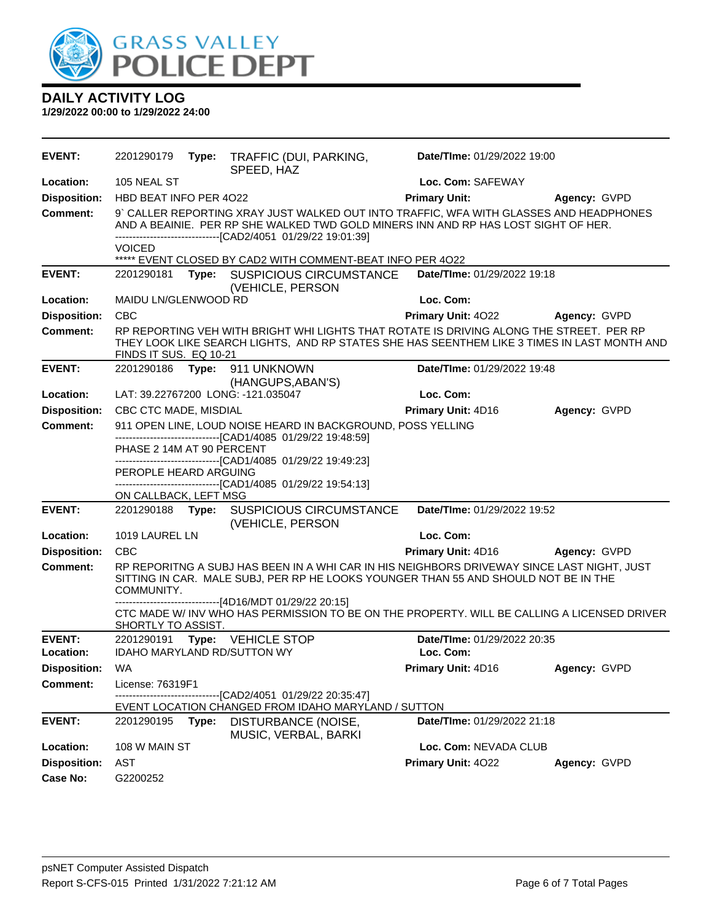# DAILY ACTIVITY LOG

**1/29/2022 00:00 to 1/29/2022 24:00**

**EVENT:** 2201290179 **Type:** TRAFFIC (DUI, PARKING, SPEED, HAZ **Date/TIme:** 01/29/2022 19:00
**Location:** 105 NEAL ST **Loc. Com:** SAFEWAY
**Disposition:** HBD BEAT INFO PER 4O22 **Primary Unit:** **Agency:** GVPD
**Comment:** 9` CALLER REPORTING XRAY JUST WALKED OUT INTO TRAFFIC, WFA WITH GLASSES AND HEADPHONES AND A BEAINIE. PER RP SHE WALKED TWD GOLD MINERS INN AND RP HAS LOST SIGHT OF HER.
------------------------------[CAD2/4051 01/29/22 19:01:39]
VOICED
***** EVENT CLOSED BY CAD2 WITH COMMENT-BEAT INFO PER 4O22

**EVENT:** 2201290181 **Type:** SUSPICIOUS CIRCUMSTANCE (VEHICLE, PERSON **Date/TIme:** 01/29/2022 19:18
**Location:** MAIDU LN/GLENWOOD RD **Loc. Com:**
**Disposition:** CBC **Primary Unit:** 4O22 **Agency:** GVPD
**Comment:** RP REPORTING VEH WITH BRIGHT WHI LIGHTS THAT ROTATE IS DRIVING ALONG THE STREET. PER RP THEY LOOK LIKE SEARCH LIGHTS, AND RP STATES SHE HAS SEENTHEM LIKE 3 TIMES IN LAST MONTH AND FINDS IT SUS. EQ 10-21

**EVENT:** 2201290186 **Type:** 911 UNKNOWN (HANGUPS,ABAN'S) **Date/TIme:** 01/29/2022 19:48
**Location:** LAT: 39.22767200 LONG: -121.035047 **Loc. Com:**
**Disposition:** CBC CTC MADE, MISDIAL **Primary Unit:** 4D16 **Agency:** GVPD
**Comment:** 911 OPEN LINE, LOUD NOISE HEARD IN BACKGROUND, POSS YELLING
------------------------------[CAD1/4085 01/29/22 19:48:59]
PHASE 2 14M AT 90 PERCENT
------------------------------[CAD1/4085 01/29/22 19:49:23]
PEROPLE HEARD ARGUING
------------------------------[CAD1/4085 01/29/22 19:54:13]
ON CALLBACK, LEFT MSG

**EVENT:** 2201290188 **Type:** SUSPICIOUS CIRCUMSTANCE (VEHICLE, PERSON **Date/TIme:** 01/29/2022 19:52
**Location:** 1019 LAUREL LN **Loc. Com:**
**Disposition:** CBC **Primary Unit:** 4D16 **Agency:** GVPD
**Comment:** RP REPORITNG A SUBJ HAS BEEN IN A WHI CAR IN HIS NEIGHBORS DRIVEWAY SINCE LAST NIGHT, JUST SITTING IN CAR. MALE SUBJ, PER RP HE LOOKS YOUNGER THAN 55 AND SHOULD NOT BE IN THE COMMUNITY.
------------------------------[4D16/MDT 01/29/22 20:15]
CTC MADE W/ INV WHO HAS PERMISSION TO BE ON THE PROPERTY. WILL BE CALLING A LICENSED DRIVER SHORTLY TO ASSIST.

**EVENT:** 2201290191 **Type:** VEHICLE STOP **Date/TIme:** 01/29/2022 20:35
**Location:** IDAHO MARYLAND RD/SUTTON WY **Loc. Com:**
**Disposition:** WA **Primary Unit:** 4D16 **Agency:** GVPD
**Comment:** License: 76319F1
------------------------------[CAD2/4051 01/29/22 20:35:47]
EVENT LOCATION CHANGED FROM IDAHO MARYLAND / SUTTON

**EVENT:** 2201290195 **Type:** DISTURBANCE (NOISE, MUSIC, VERBAL, BARKI **Date/TIme:** 01/29/2022 21:18
**Location:** 108 W MAIN ST **Loc. Com:** NEVADA CLUB
**Disposition:** AST **Primary Unit:** 4O22 **Agency:** GVPD
**Case No:** G2200252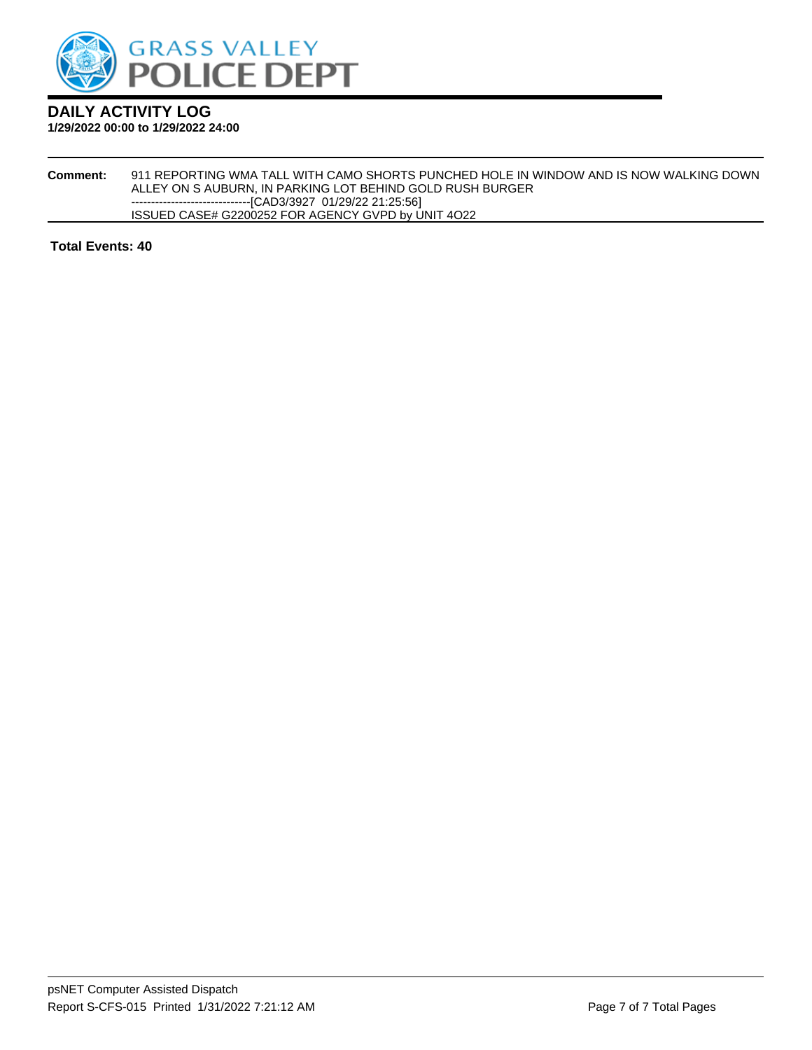**Comment:** 911 REPORTING WMA TALL WITH CAMO SHORTS PUNCHED HOLE IN WINDOW AND IS NOW WALKING DOWN ALLEY ON S AUBURN, IN PARKING LOT BEHIND GOLD RUSH BURGER
------------------------------[CAD3/3927 01/29/22 21:25:56]
ISSUED CASE# G2200252 FOR AGENCY GVPD by UNIT 4O22

**Total Events: 40**